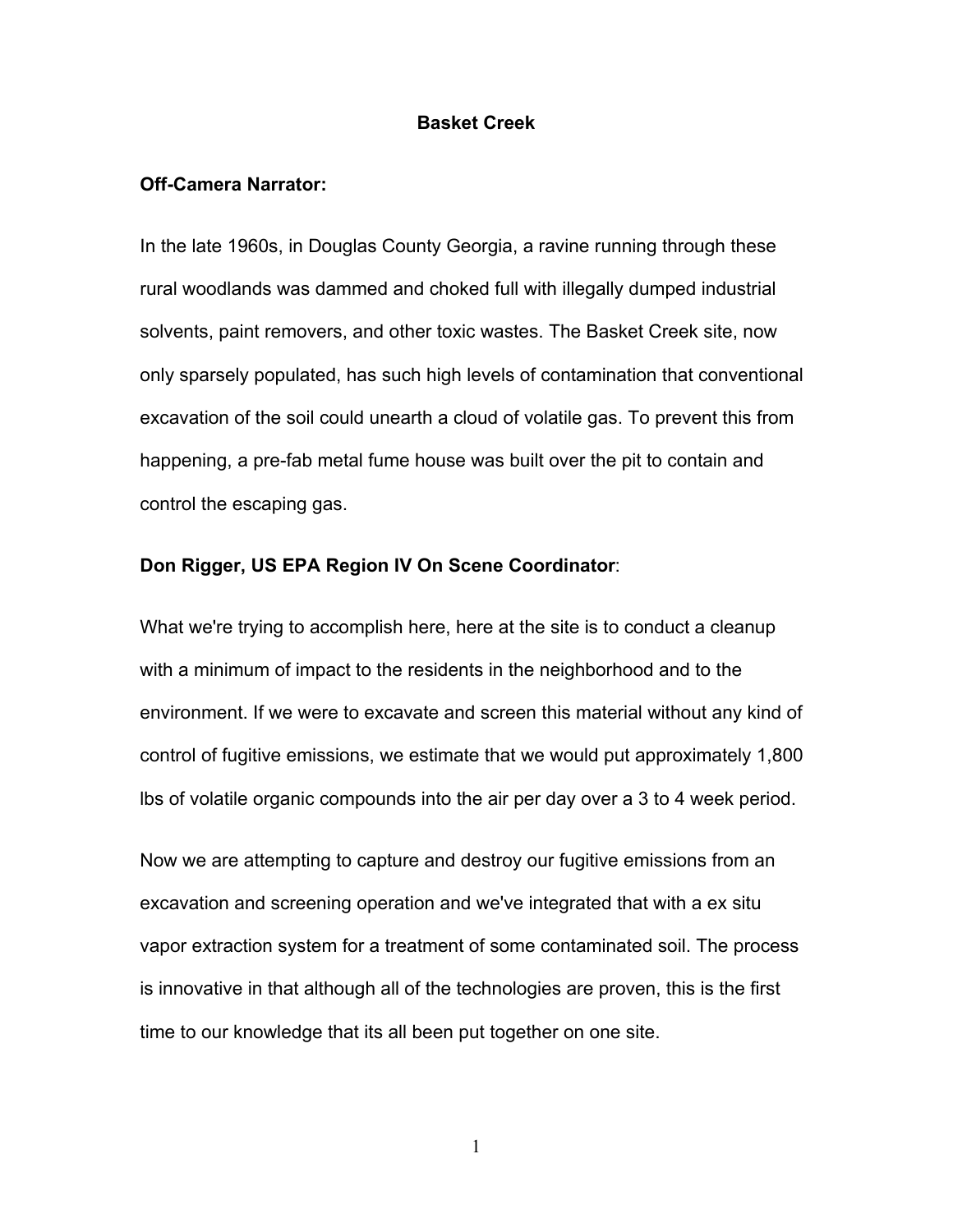# Basket Creek

**Off-Camera Narrator:**

In the late 1960s, in Douglas County Georgia, a ravine running through these rural woodlands was dammed and choked full with illegally dumped industrial solvents, paint removers, and other toxic wastes. The Basket Creek site, now only sparsely populated, has such high levels of contamination that conventional excavation of the soil could unearth a cloud of volatile gas. To prevent this from happening, a pre-fab metal fume house was built over the pit to contain and control the escaping gas.

**Don Rigger, US EPA Region IV On Scene Coordinator**:

What we're trying to accomplish here, here at the site is to conduct a cleanup with a minimum of impact to the residents in the neighborhood and to the environment. If we were to excavate and screen this material without any kind of control of fugitive emissions, we estimate that we would put approximately 1,800 lbs of volatile organic compounds into the air per day over a 3 to 4 week period.

Now we are attempting to capture and destroy our fugitive emissions from an excavation and screening operation and we've integrated that with a ex situ vapor extraction system for a treatment of some contaminated soil. The process is innovative in that although all of the technologies are proven, this is the first time to our knowledge that its all been put together on one site.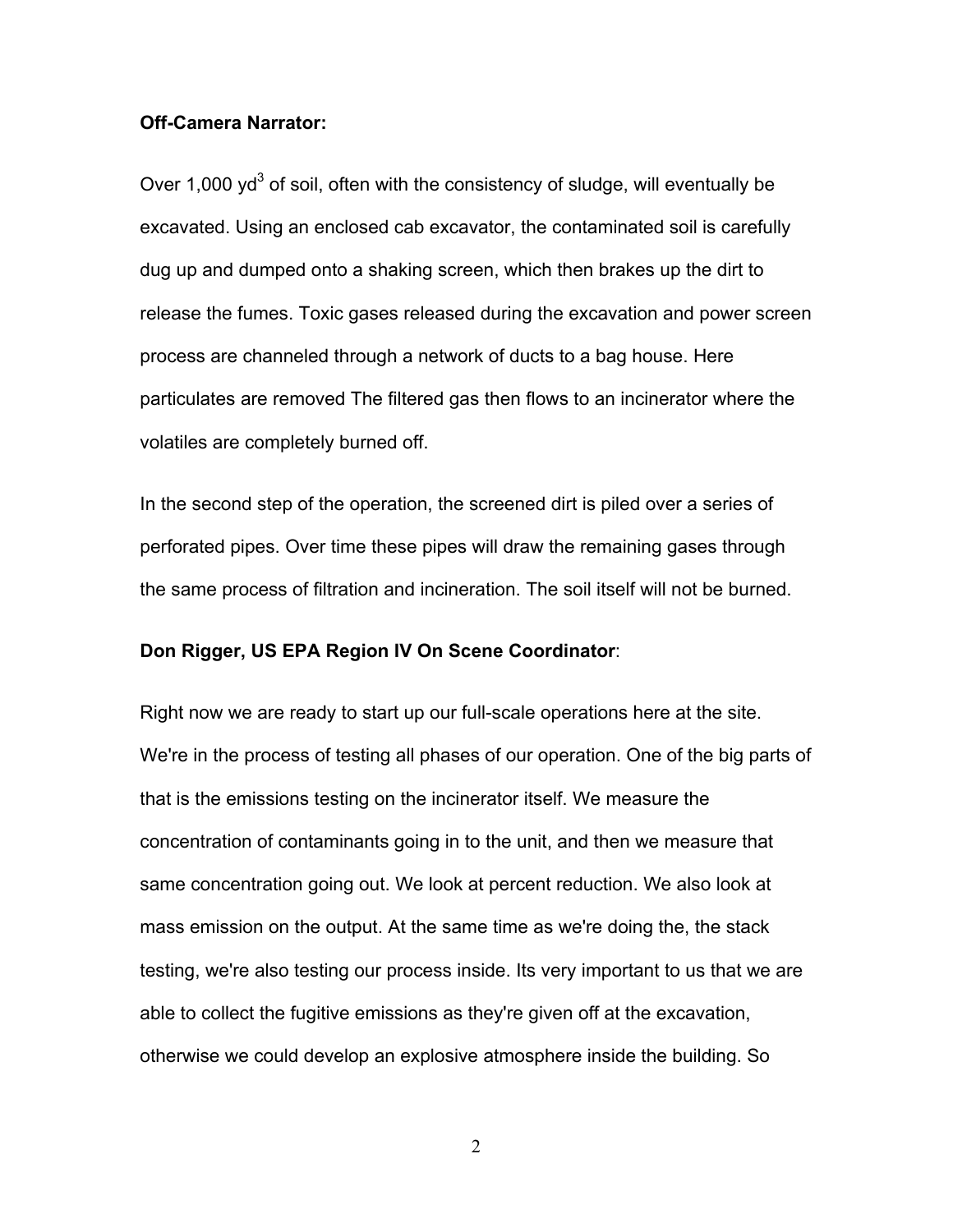**Off-Camera Narrator:**

Over 1,000 $yd^3$ of soil, often with the consistency of sludge, will eventually be excavated. Using an enclosed cab excavator, the contaminated soil is carefully dug up and dumped onto a shaking screen, which then brakes up the dirt to release the fumes. Toxic gases released during the excavation and power screen process are channeled through a network of ducts to a bag house. Here particulates are removed The filtered gas then flows to an incinerator where the volatiles are completely burned off.

In the second step of the operation, the screened dirt is piled over a series of perforated pipes. Over time these pipes will draw the remaining gases through the same process of filtration and incineration. The soil itself will not be burned.

**Don Rigger, US EPA Region IV On Scene Coordinator**:

Right now we are ready to start up our full-scale operations here at the site. We're in the process of testing all phases of our operation. One of the big parts of that is the emissions testing on the incinerator itself. We measure the concentration of contaminants going in to the unit, and then we measure that same concentration going out. We look at percent reduction. We also look at mass emission on the output. At the same time as we're doing the, the stack testing, we're also testing our process inside. Its very important to us that we are able to collect the fugitive emissions as they're given off at the excavation, otherwise we could develop an explosive atmosphere inside the building. So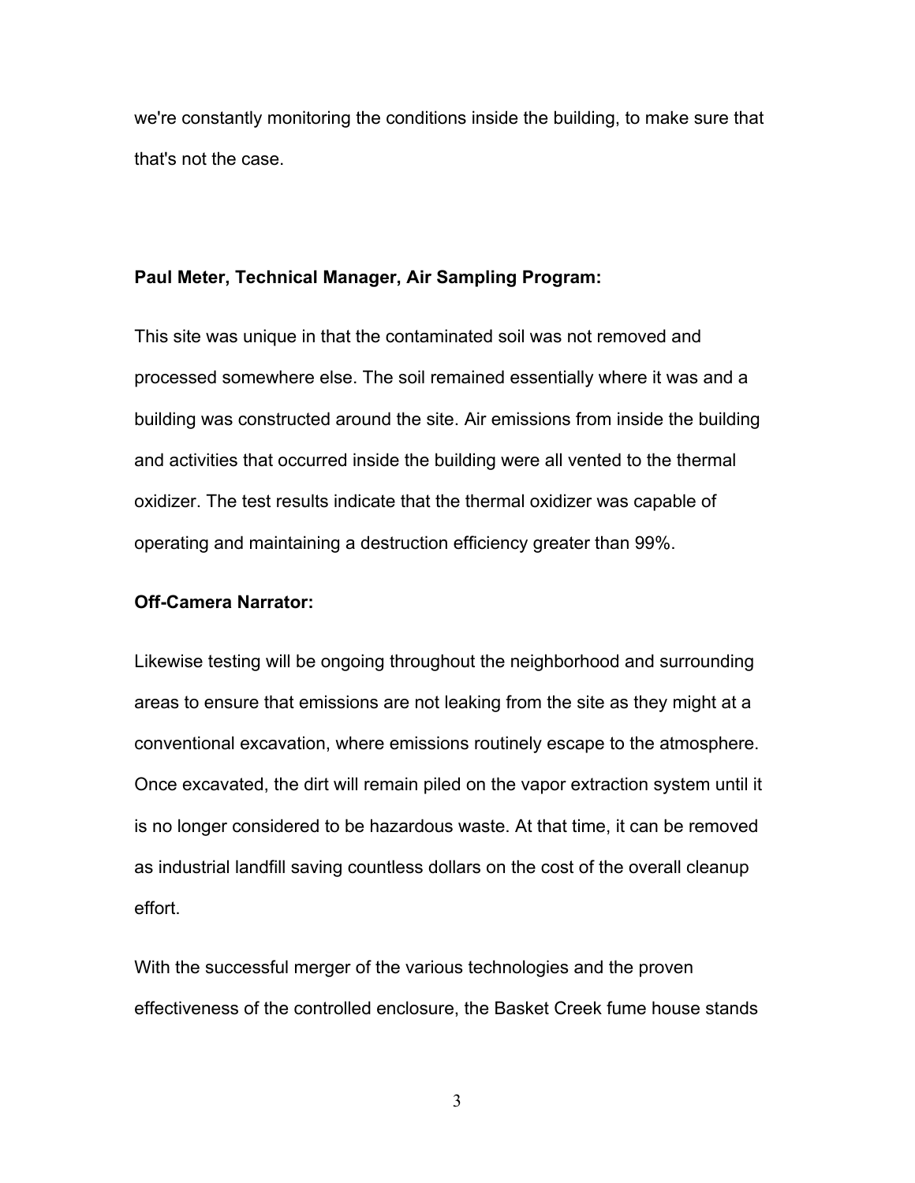we're constantly monitoring the conditions inside the building, to make sure that that's not the case.

**Paul Meter, Technical Manager, Air Sampling Program:**

This site was unique in that the contaminated soil was not removed and processed somewhere else. The soil remained essentially where it was and a building was constructed around the site. Air emissions from inside the building and activities that occurred inside the building were all vented to the thermal oxidizer. The test results indicate that the thermal oxidizer was capable of operating and maintaining a destruction efficiency greater than 99%.

**Off-Camera Narrator:**

Likewise testing will be ongoing throughout the neighborhood and surrounding areas to ensure that emissions are not leaking from the site as they might at a conventional excavation, where emissions routinely escape to the atmosphere. Once excavated, the dirt will remain piled on the vapor extraction system until it is no longer considered to be hazardous waste. At that time, it can be removed as industrial landfill saving countless dollars on the cost of the overall cleanup effort.

With the successful merger of the various technologies and the proven effectiveness of the controlled enclosure, the Basket Creek fume house stands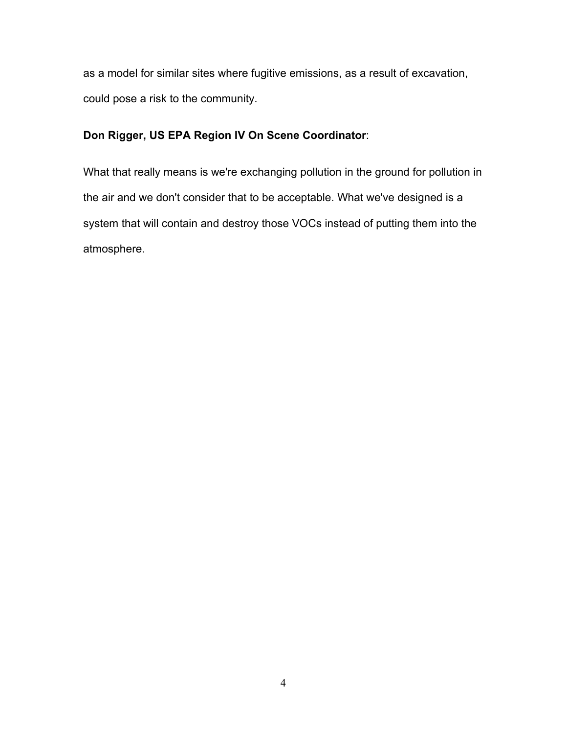as a model for similar sites where fugitive emissions, as a result of excavation, could pose a risk to the community.

**Don Rigger, US EPA Region IV On Scene Coordinator**:

What that really means is we're exchanging pollution in the ground for pollution in the air and we don't consider that to be acceptable. What we've designed is a system that will contain and destroy those VOCs instead of putting them into the atmosphere.